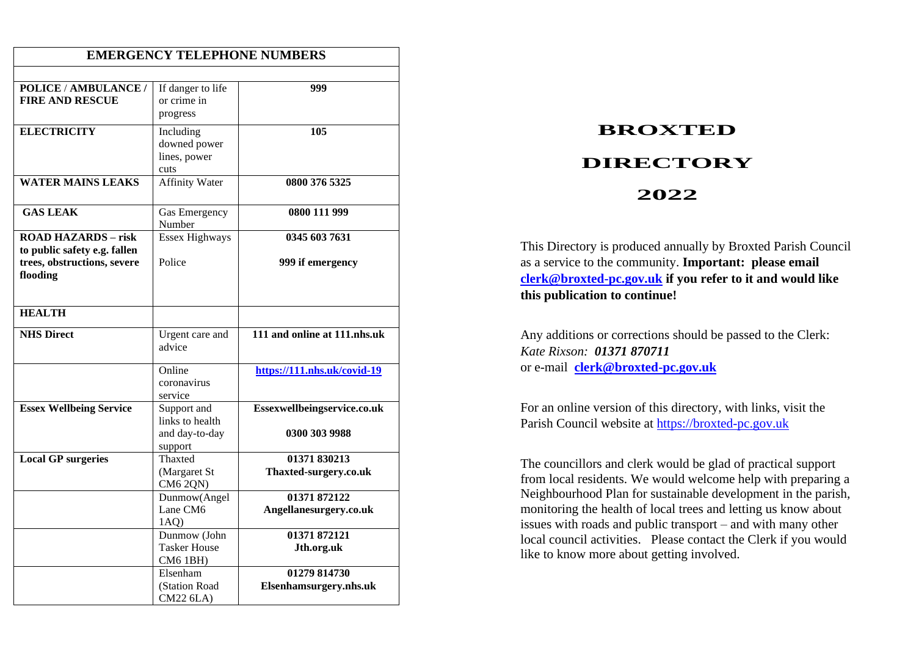| EMERGENCY TELEPHONE NUMBERS | | |
|---|---|---|
| | | |
| **POLICE / AMBULANCE / FIRE AND RESCUE** | If danger to life or crime in progress | **999** |
| **ELECTRICITY** | Including downed power lines, power cuts | **105** |
| **WATER MAINS LEAKS** | Affinity Water | **0800 376 5325** |
| **GAS LEAK** | Gas Emergency Number | **0800 111 999** |
| **ROAD HAZARDS – risk to public safety e.g. fallen trees, obstructions, severe flooding** | Essex Highways<br><br>Police | **0345 603 7631**<br><br>**999 if emergency** |
| **HEALTH** | | |
| **NHS Direct** | Urgent care and advice | **111 and online at 111.nhs.uk** |
| | Online coronavirus service | **https://111.nhs.uk/covid-19** |
| **Essex Wellbeing Service** | Support and links to health and day-to-day support | **Essexwellbeingservice.co.uk**<br><br>**0300 303 9988** |
| **Local GP surgeries** | Thaxted (Margaret St CM6 2QN) | **01371 830213**<br>**Thaxted-surgery.co.uk** |
| | Dunmow(Angel Lane CM6 1AQ) | **01371 872122**<br>**Angellanesurgery.co.uk** |
| | Dunmow (John Tasker House CM6 1BH) | **01371 872121**<br>**Jth.org.uk** |
| | Elsenham (Station Road CM22 6LA) | **01279 814730**<br>**Elsenhamsurgery.nhs.uk** |

# BROXTED DIRECTORY 2022

This Directory is produced annually by Broxted Parish Council as a service to the community. **Important: please email clerk@broxted-pc.gov.uk if you refer to it and would like this publication to continue!**

Any additions or corrections should be passed to the Clerk:
*Kate Rixson:* ***01371 870711***
or e-mail **clerk@broxted-pc.gov.uk**

For an online version of this directory, with links, visit the Parish Council website at https://broxted-pc.gov.uk

The councillors and clerk would be glad of practical support from local residents. We would welcome help with preparing a Neighbourhood Plan for sustainable development in the parish, monitoring the health of local trees and letting us know about issues with roads and public transport – and with many other local council activities. Please contact the Clerk if you would like to know more about getting involved.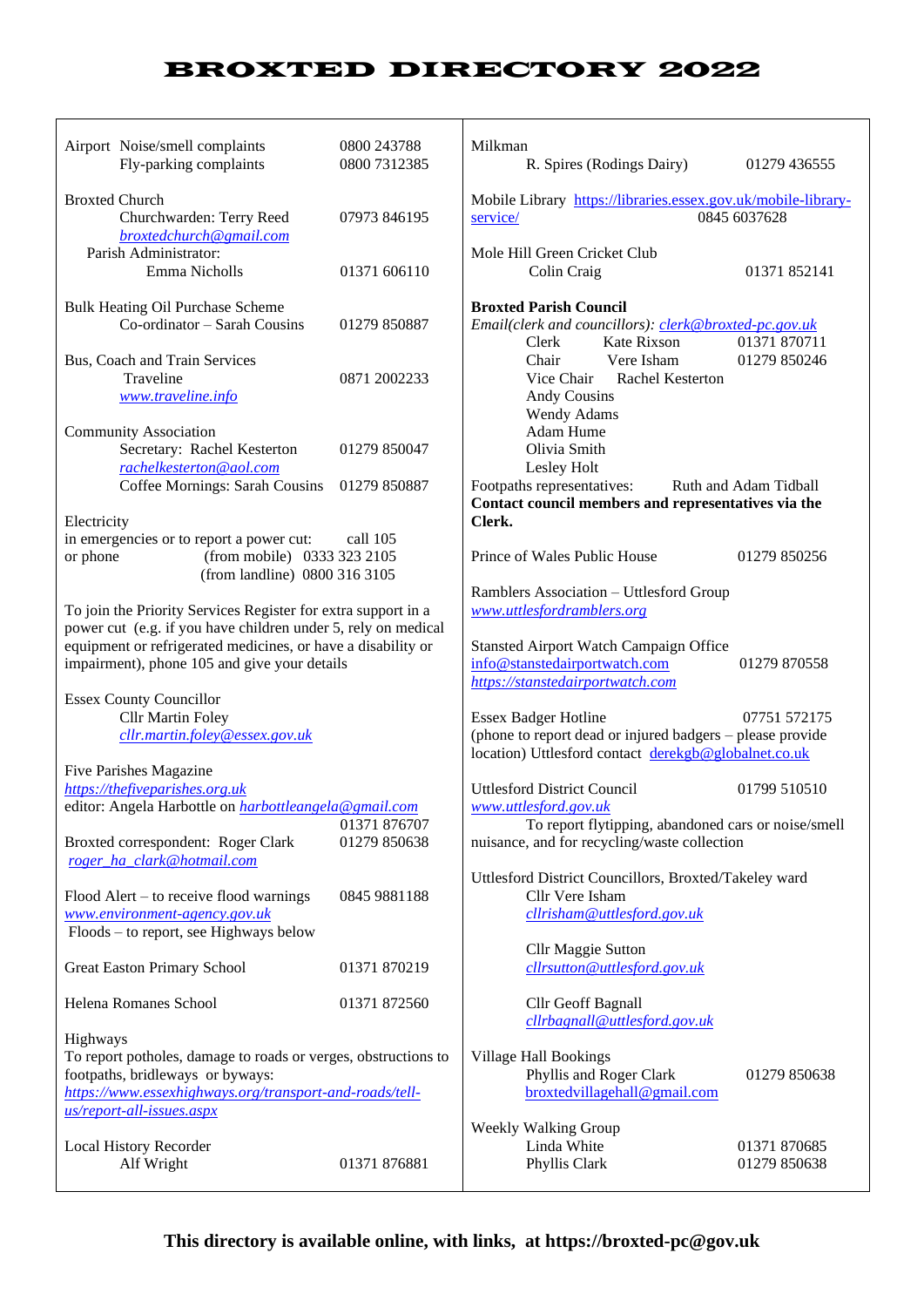# BROXTED DIRECTORY 2022

Airport Noise/smell complaints 0800 243788
Fly-parking complaints 0800 7312385

Broxted Church
Churchwarden: Terry Reed 07973 846195
broxtedchurch@gmail.com
Parish Administrator:
Emma Nicholls 01371 606110

Bulk Heating Oil Purchase Scheme
Co-ordinator – Sarah Cousins 01279 850887

Bus, Coach and Train Services
Traveline 0871 2002233
www.traveline.info

Community Association
Secretary: Rachel Kesterton 01279 850047
rachelkesterton@aol.com
Coffee Mornings: Sarah Cousins 01279 850887

Electricity
in emergencies or to report a power cut: call 105
or phone (from mobile) 0333 323 2105
(from landline) 0800 316 3105

To join the Priority Services Register for extra support in a power cut (e.g. if you have children under 5, rely on medical equipment or refrigerated medicines, or have a disability or impairment), phone 105 and give your details

Essex County Councillor
Cllr Martin Foley
cllr.martin.foley@essex.gov.uk

Five Parishes Magazine
https://thefiveparishes.org.uk
editor: Angela Harbottle on harbottleangela@gmail.com
01371 876707
Broxted correspondent: Roger Clark 01279 850638
roger_ha_clark@hotmail.com

Flood Alert – to receive flood warnings 0845 9881188
www.environment-agency.gov.uk
Floods – to report, see Highways below

Great Easton Primary School 01371 870219

Helena Romanes School 01371 872560

Highways
To report potholes, damage to roads or verges, obstructions to footpaths, bridleways or byways:
https://www.essexhighways.org/transport-and-roads/tell-us/report-all-issues.aspx

Local History Recorder
Alf Wright 01371 876881

Milkman
R. Spires (Rodings Dairy) 01279 436555

Mobile Library https://libraries.essex.gov.uk/mobile-library-service/ 0845 6037628

Mole Hill Green Cricket Club
Colin Craig 01371 852141

**Broxted Parish Council**
*Email(clerk and councillors): clerk@broxted-pc.gov.uk*
Clerk Kate Rixson 01371 870711
Chair Vere Isham 01279 850246
Vice Chair Rachel Kesterton
Andy Cousins
Wendy Adams
Adam Hume
Olivia Smith
Lesley Holt
Footpaths representatives: Ruth and Adam Tidball
**Contact council members and representatives via the Clerk.**

Prince of Wales Public House 01279 850256

Ramblers Association – Uttlesford Group
www.uttlesfordramblers.org

Stansted Airport Watch Campaign Office
info@stanstedairportwatch.com 01279 870558
https://stanstedairportwatch.com

Essex Badger Hotline 07751 572175
(phone to report dead or injured badgers – please provide location) Uttlesford contact derekgb@globalnet.co.uk

Uttlesford District Council 01799 510510
www.uttlesford.gov.uk
To report flytipping, abandoned cars or noise/smell nuisance, and for recycling/waste collection

Uttlesford District Councillors, Broxted/Takeley ward
Cllr Vere Isham
cllrisham@uttlesford.gov.uk

Cllr Maggie Sutton
cllrsutton@uttlesford.gov.uk

Cllr Geoff Bagnall
cllrbagnall@uttlesford.gov.uk

Village Hall Bookings
Phyllis and Roger Clark 01279 850638
broxtedvillagehall@gmail.com

Weekly Walking Group
Linda White 01371 870685
Phyllis Clark 01279 850638

**This directory is available online, with links, at https://broxted-pc@gov.uk**